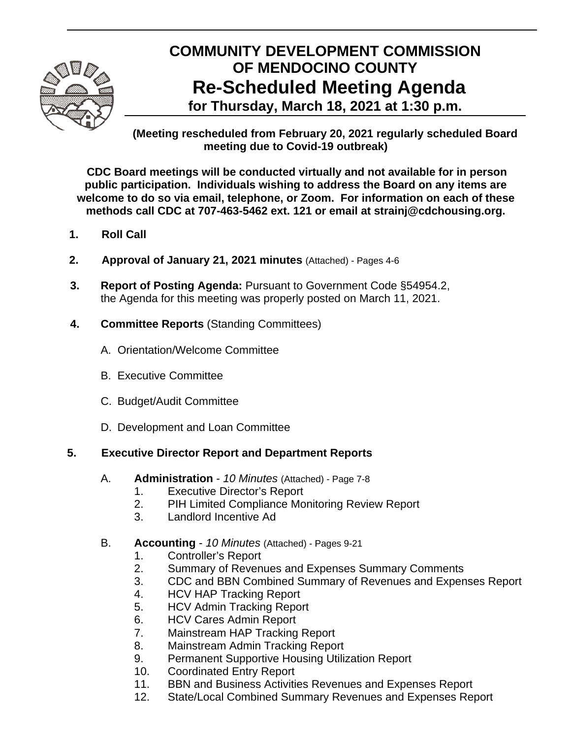# COMMUNITY DEVELOPMENT COMMISSION OF MENDOCINO COUNTY

## Re-Scheduled Meeting Agenda

### for Thursday, March 18, 2021 at 1:30 p.m.

**(Meeting rescheduled from February 20, 2021 regularly scheduled Board meeting due to Covid-19 outbreak)**

**CDC Board meetings will be conducted virtually and not available for in person public participation. Individuals wishing to address the Board on any items are welcome to do so via email, telephone, or Zoom. For information on each of these methods call CDC at 707-463-5462 ext. 121 or email at strainj@cdchousing.org.**

1. **Roll Call**

2. **Approval of January 21, 2021 minutes** (Attached) - Pages 4-6

3. **Report of Posting Agenda:** Pursuant to Government Code §54954.2, the Agenda for this meeting was properly posted on March 11, 2021.

4. **Committee Reports** (Standing Committees)

   A. Orientation/Welcome Committee

   B. Executive Committee

   C. Budget/Audit Committee

   D. Development and Loan Committee

5. **Executive Director Report and Department Reports**

   A. **Administration** - *10 Minutes* (Attached) - Page 7-8
      1. Executive Director's Report
      2. PIH Limited Compliance Monitoring Review Report
      3. Landlord Incentive Ad

   B. **Accounting** - *10 Minutes* (Attached) - Pages 9-21
      1. Controller's Report
      2. Summary of Revenues and Expenses Summary Comments
      3. CDC and BBN Combined Summary of Revenues and Expenses Report
      4. HCV HAP Tracking Report
      5. HCV Admin Tracking Report
      6. HCV Cares Admin Report
      7. Mainstream HAP Tracking Report
      8. Mainstream Admin Tracking Report
      9. Permanent Supportive Housing Utilization Report
      10. Coordinated Entry Report
      11. BBN and Business Activities Revenues and Expenses Report
      12. State/Local Combined Summary Revenues and Expenses Report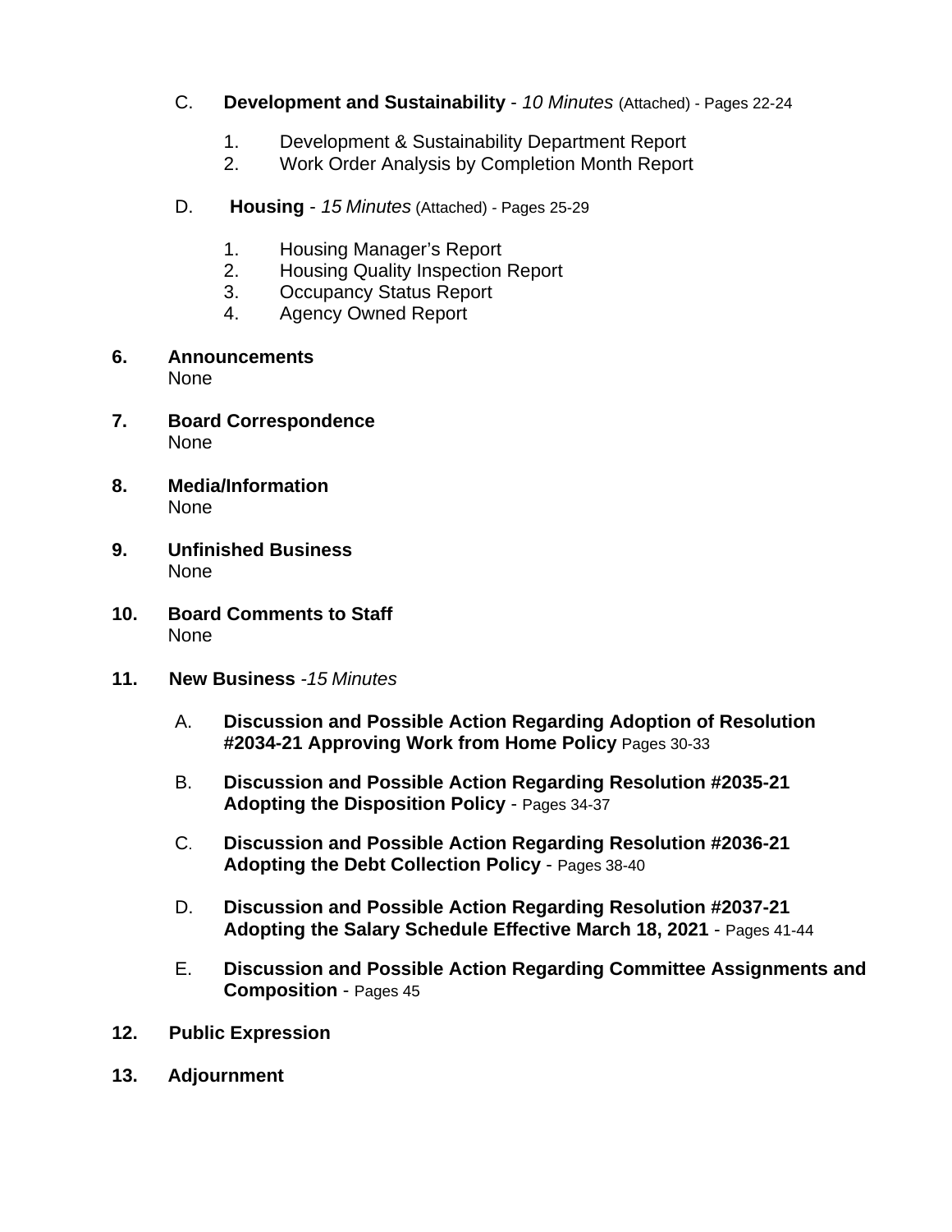C. **Development and Sustainability** - *10 Minutes* (Attached) - Pages 22-24

1. Development & Sustainability Department Report
2. Work Order Analysis by Completion Month Report

D. **Housing** - *15 Minutes* (Attached) - Pages 25-29

1. Housing Manager's Report
2. Housing Quality Inspection Report
3. Occupancy Status Report
4. Agency Owned Report

**6. Announcements**
None

**7. Board Correspondence**
None

**8. Media/Information**
None

**9. Unfinished Business**
None

**10. Board Comments to Staff**
None

**11. New Business** -*15 Minutes*

A. **Discussion and Possible Action Regarding Adoption of Resolution #2034-21 Approving Work from Home Policy** Pages 30-33

B. **Discussion and Possible Action Regarding Resolution #2035-21 Adopting the Disposition Policy** - Pages 34-37

C. **Discussion and Possible Action Regarding Resolution #2036-21 Adopting the Debt Collection Policy** - Pages 38-40

D. **Discussion and Possible Action Regarding Resolution #2037-21 Adopting the Salary Schedule Effective March 18, 2021** - Pages 41-44

E. **Discussion and Possible Action Regarding Committee Assignments and Composition** - Pages 45

**12. Public Expression**

**13. Adjournment**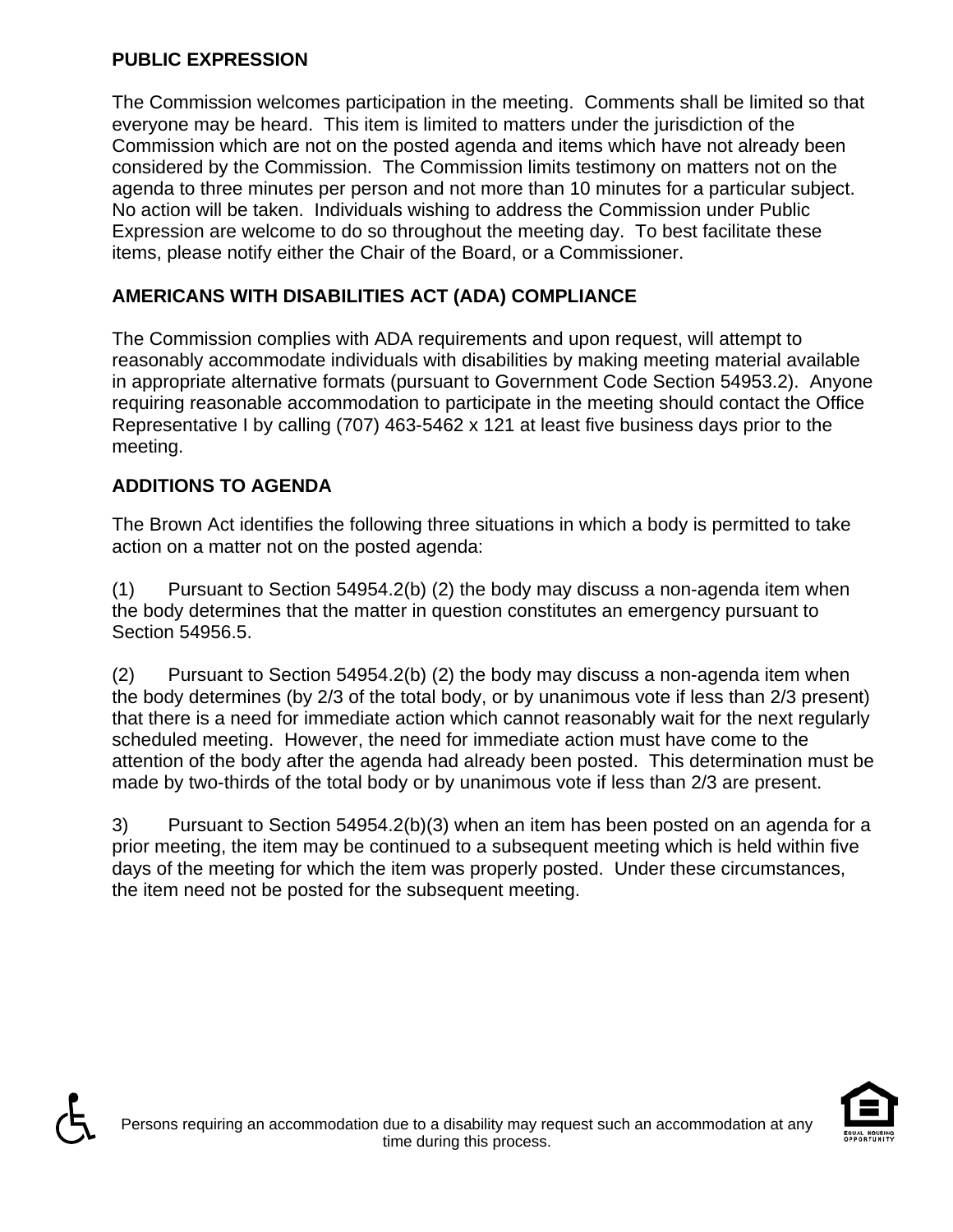**PUBLIC EXPRESSION**

The Commission welcomes participation in the meeting. Comments shall be limited so that everyone may be heard. This item is limited to matters under the jurisdiction of the Commission which are not on the posted agenda and items which have not already been considered by the Commission. The Commission limits testimony on matters not on the agenda to three minutes per person and not more than 10 minutes for a particular subject. No action will be taken. Individuals wishing to address the Commission under Public Expression are welcome to do so throughout the meeting day. To best facilitate these items, please notify either the Chair of the Board, or a Commissioner.

**AMERICANS WITH DISABILITIES ACT (ADA) COMPLIANCE**

The Commission complies with ADA requirements and upon request, will attempt to reasonably accommodate individuals with disabilities by making meeting material available in appropriate alternative formats (pursuant to Government Code Section 54953.2). Anyone requiring reasonable accommodation to participate in the meeting should contact the Office Representative I by calling (707) 463-5462 x 121 at least five business days prior to the meeting.

**ADDITIONS TO AGENDA**

The Brown Act identifies the following three situations in which a body is permitted to take action on a matter not on the posted agenda:

(1) Pursuant to Section 54954.2(b) (2) the body may discuss a non-agenda item when the body determines that the matter in question constitutes an emergency pursuant to Section 54956.5.

(2) Pursuant to Section 54954.2(b) (2) the body may discuss a non-agenda item when the body determines (by 2/3 of the total body, or by unanimous vote if less than 2/3 present) that there is a need for immediate action which cannot reasonably wait for the next regularly scheduled meeting. However, the need for immediate action must have come to the attention of the body after the agenda had already been posted. This determination must be made by two-thirds of the total body or by unanimous vote if less than 2/3 are present.

3) Pursuant to Section 54954.2(b)(3) when an item has been posted on an agenda for a prior meeting, the item may be continued to a subsequent meeting which is held within five days of the meeting for which the item was properly posted. Under these circumstances, the item need not be posted for the subsequent meeting.

Persons requiring an accommodation due to a disability may request such an accommodation at any time during this process.

EQUAL HOUSING OPPORTUNITY